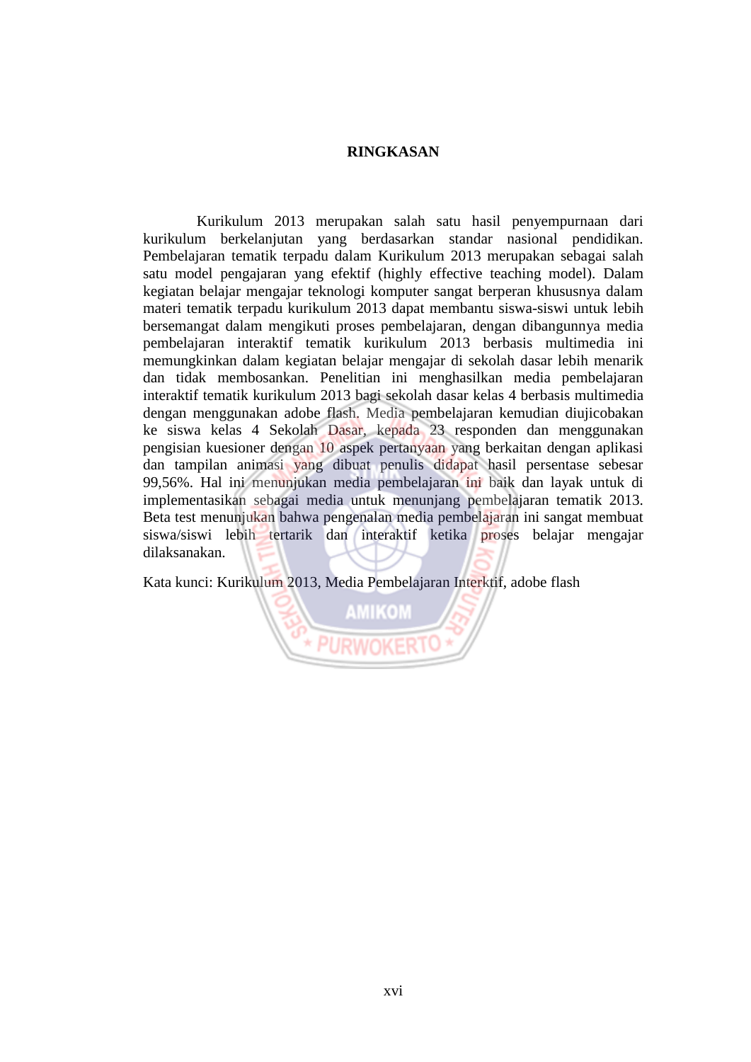# RINGKASAN

Kurikulum 2013 merupakan salah satu hasil penyempurnaan dari kurikulum berkelanjutan yang berdasarkan standar nasional pendidikan. Pembelajaran tematik terpadu dalam Kurikulum 2013 merupakan sebagai salah satu model pengajaran yang efektif (highly effective teaching model). Dalam kegiatan belajar mengajar teknologi komputer sangat berperan khususnya dalam materi tematik terpadu kurikulum 2013 dapat membantu siswa-siswi untuk lebih bersemangat dalam mengikuti proses pembelajaran, dengan dibangunnya media pembelajaran interaktif tematik kurikulum 2013 berbasis multimedia ini memungkinkan dalam kegiatan belajar mengajar di sekolah dasar lebih menarik dan tidak membosankan. Penelitian ini menghasilkan media pembelajaran interaktif tematik kurikulum 2013 bagi sekolah dasar kelas 4 berbasis multimedia dengan menggunakan adobe flash. Media pembelajaran kemudian diujicobakan ke siswa kelas 4 Sekolah Dasar, kepada 23 responden dan menggunakan pengisian kuesioner dengan 10 aspek pertanyaan yang berkaitan dengan aplikasi dan tampilan animasi yang dibuat penulis didapat hasil persentase sebesar 99,56%. Hal ini menunjukan media pembelajaran ini baik dan layak untuk di implementasikan sebagai media untuk menunjang pembelajaran tematik 2013. Beta test menunjukan bahwa pengenalan media pembelajaran ini sangat membuat siswa/siswi lebih tertarik dan interaktif ketika proses belajar mengajar dilaksanakan.

Kata kunci: Kurikulum 2013, Media Pembelajaran Interktif, adobe flash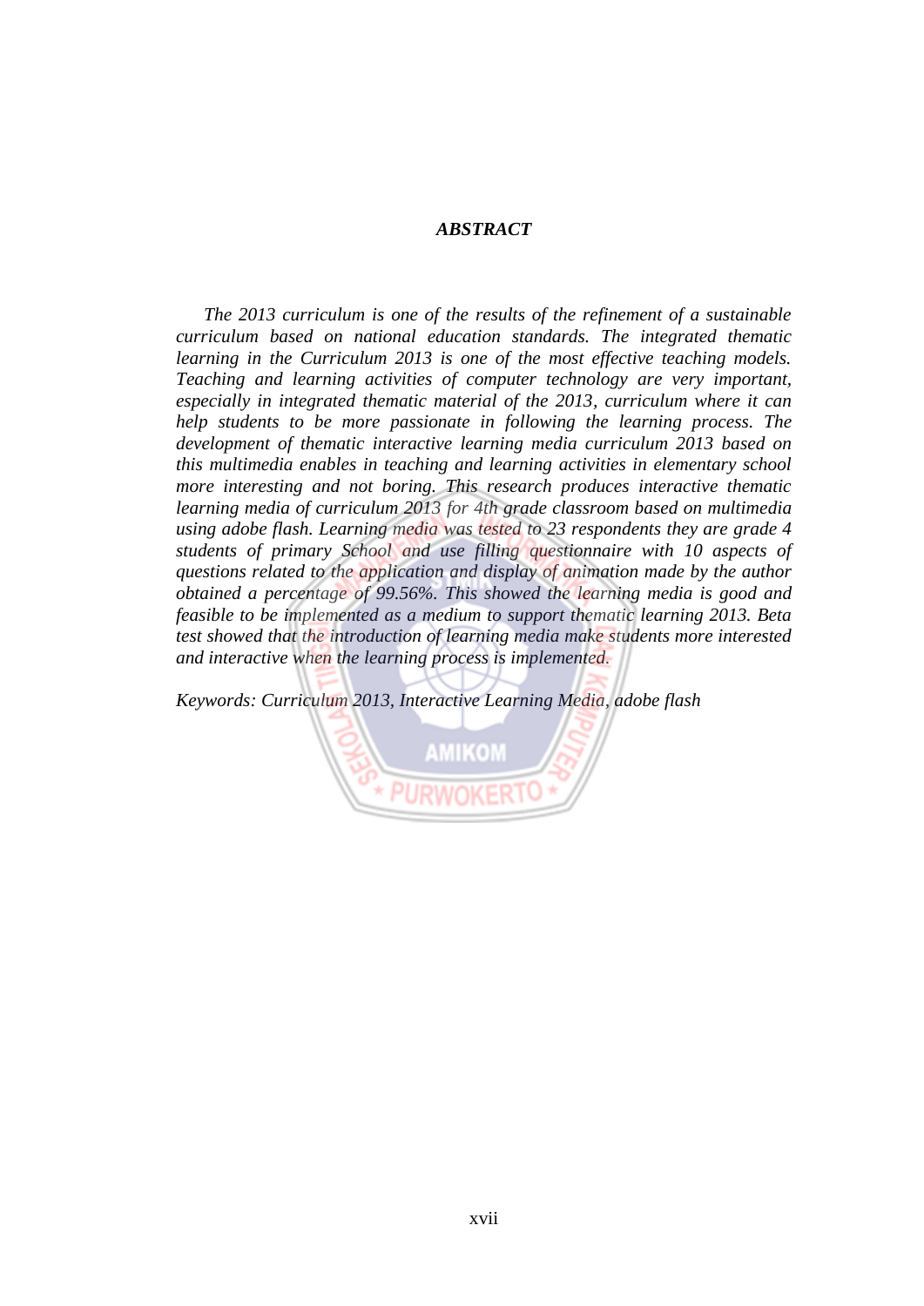***ABSTRACT***

*The 2013 curriculum is one of the results of the refinement of a sustainable curriculum based on national education standards. The integrated thematic learning in the Curriculum 2013 is one of the most effective teaching models. Teaching and learning activities of computer technology are very important, especially in integrated thematic material of the 2013, curriculum where it can help students to be more passionate in following the learning process. The development of thematic interactive learning media curriculum 2013 based on this multimedia enables in teaching and learning activities in elementary school more interesting and not boring. This research produces interactive thematic learning media of curriculum 2013 for 4th grade classroom based on multimedia using adobe flash. Learning media was tested to 23 respondents they are grade 4 students of primary School and use filling questionnaire with 10 aspects of questions related to the application and display of animation made by the author obtained a percentage of 99.56%. This showed the learning media is good and feasible to be implemented as a medium to support thematic learning 2013. Beta test showed that the introduction of learning media make students more interested and interactive when the learning process is implemented.*

*Keywords: Curriculum 2013, Interactive Learning Media, adobe flash*